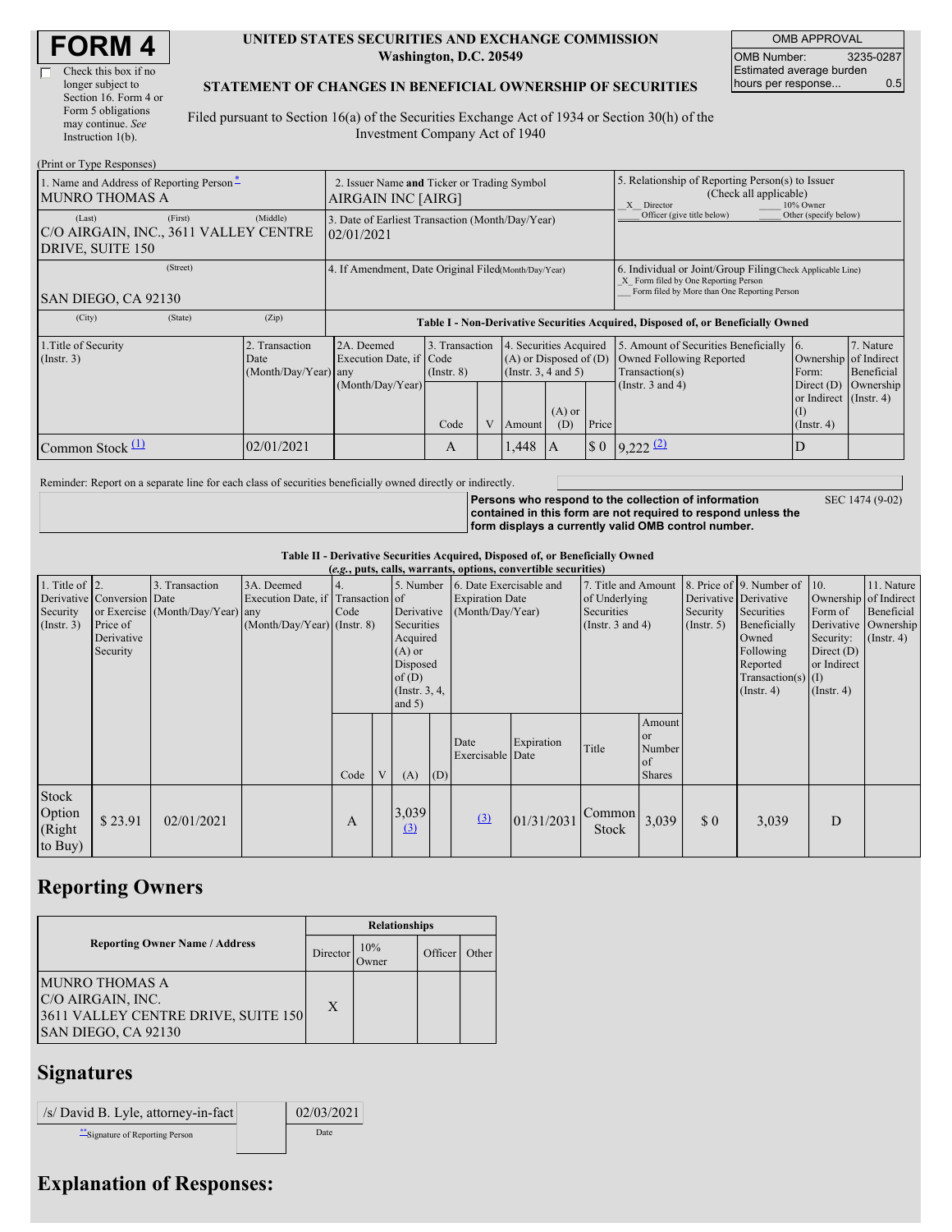# FORM 4

☐ Check this box if no longer subject to Section 16. Form 4 or Form 5 obligations may continue. *See* Instruction 1(b).

**UNITED STATES SECURITIES AND EXCHANGE COMMISSION**
**Washington, D.C. 20549**

**STATEMENT OF CHANGES IN BENEFICIAL OWNERSHIP OF SECURITIES**

Filed pursuant to Section 16(a) of the Securities Exchange Act of 1934 or Section 30(h) of the Investment Company Act of 1940

| OMB APPROVAL | |
|---|---|
| OMB Number: | 3235-0287 |
| Estimated average burden hours per response... | 0.5 |

(Print or Type Responses)

| 1. Name and Address of Reporting Person * | 2. Issuer Name and Ticker or Trading Symbol | 5. Relationship of Reporting Person(s) to Issuer (Check all applicable) |
|---|---|---|
| MUNRO THOMAS A | AIRGAIN INC [AIRG] | _X_ Director ___ 10% Owner ___ Officer (give title below) ___ Other (specify below) |
| (Last) (First) (Middle) C/O AIRGAIN, INC., 3611 VALLEY CENTRE DRIVE, SUITE 150 | 3. Date of Earliest Transaction (Month/Day/Year) 02/01/2021 | |
| (Street) SAN DIEGO, CA 92130 | 4. If Amendment, Date Original Filed (Month/Day/Year) | 6. Individual or Joint/Group Filing (Check Applicable Line) _X_ Form filed by One Reporting Person ___ Form filed by More than One Reporting Person |
| (City) (State) (Zip) | | |

**Table I - Non-Derivative Securities Acquired, Disposed of, or Beneficially Owned**

| 1.Title of Security (Instr. 3) | 2. Transaction Date (Month/Day/Year) | 2A. Deemed Execution Date, if any (Month/Day/Year) | 3. Transaction Code (Instr. 8) | | 4. Securities Acquired (A) or Disposed of (D) (Instr. 3, 4 and 5) | | | 5. Amount of Securities Beneficially Owned Following Reported Transaction(s) (Instr. 3 and 4) | 6. Ownership Form: Direct (D) or Indirect (I) (Instr. 4) | 7. Nature of Indirect Beneficial Ownership (Instr. 4) |
|---|---|---|---|---|---|---|---|---|---|---|
| | | | Code | V | Amount | (A) or (D) | Price | | | |
| Common Stock (1) | 02/01/2021 | | A | | 1,448 | A | $ 0 | 9,222 (2) | D | |

Reminder: Report on a separate line for each class of securities beneficially owned directly or indirectly.

**Persons who respond to the collection of information contained in this form are not required to respond unless the form displays a currently valid OMB control number.** SEC 1474 (9-02)

**Table II - Derivative Securities Acquired, Disposed of, or Beneficially Owned**
***(e.g., puts, calls, warrants, options, convertible securities)***

| 1. Title of Derivative Security (Instr. 3) | 2. Conversion or Exercise Price of Derivative Security | 3. Transaction Date (Month/Day/Year) | 3A. Deemed Execution Date, if any (Month/Day/Year) | 4. Transaction Code (Instr. 8) | | 5. Number of Derivative Securities Acquired (A) or Disposed of (D) (Instr. 3, 4, and 5) | | 6. Date Exercisable and Expiration Date (Month/Day/Year) | | 7. Title and Amount of Underlying Securities (Instr. 3 and 4) | | 8. Price of Derivative Security (Instr. 5) | 9. Number of Derivative Securities Beneficially Owned Following Reported Transaction(s) (Instr. 4) | 10. Ownership Form of Derivative Security: Direct (D) or Indirect (I) (Instr. 4) | 11. Nature of Indirect Beneficial Ownership (Instr. 4) |
|---|---|---|---|---|---|---|---|---|---|---|---|---|---|---|---|
| | | | | Code | V | (A) | (D) | Date Exercisable | Expiration Date | Title | Amount or Number of Shares | | | | |
| Stock Option (Right to Buy) | $ 23.91 | 02/01/2021 | | A | | 3,039 (3) | | (3) | 01/31/2031 | Common Stock | 3,039 | $ 0 | 3,039 | D | |

## Reporting Owners

| Reporting Owner Name / Address | Relationships | | | |
|---|---|---|---|---|
| | Director | 10% Owner | Officer | Other |
| MUNRO THOMAS A<br>C/O AIRGAIN, INC.<br>3611 VALLEY CENTRE DRIVE, SUITE 150<br>SAN DIEGO, CA 92130 | X | | | |

## Signatures

| /s/ David B. Lyle, attorney-in-fact | | 02/03/2021 |
|---|---|---|
| **Signature of Reporting Person | | Date |

## Explanation of Responses: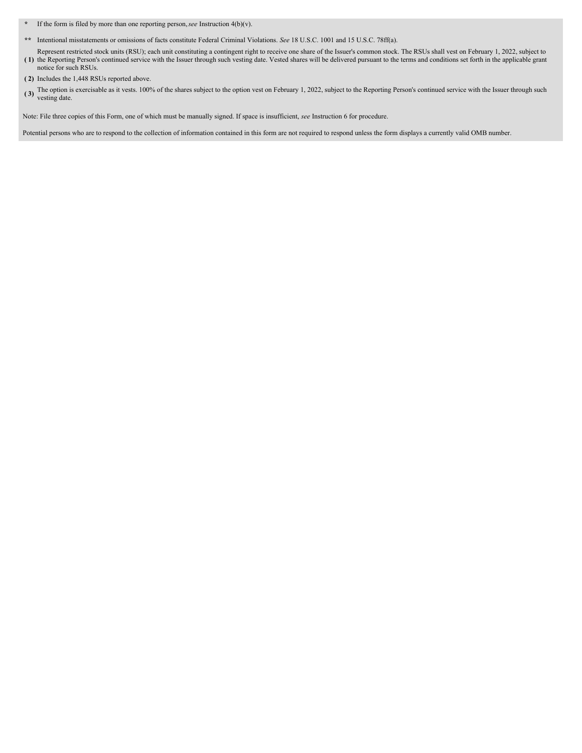\* If the form is filed by more than one reporting person, *see* Instruction 4(b)(v).

\*\* Intentional misstatements or omissions of facts constitute Federal Criminal Violations. *See* 18 U.S.C. 1001 and 15 U.S.C. 78ff(a).

**( 1)** Represent restricted stock units (RSU); each unit constituting a contingent right to receive one share of the Issuer's common stock. The RSUs shall vest on February 1, 2022, subject to the Reporting Person's continued service with the Issuer through such vesting date. Vested shares will be delivered pursuant to the terms and conditions set forth in the applicable grant notice for such RSUs.

**( 2)** Includes the 1,448 RSUs reported above.

**( 3)** The option is exercisable as it vests. 100% of the shares subject to the option vest on February 1, 2022, subject to the Reporting Person's continued service with the Issuer through such vesting date.

Note: File three copies of this Form, one of which must be manually signed. If space is insufficient, *see* Instruction 6 for procedure.

Potential persons who are to respond to the collection of information contained in this form are not required to respond unless the form displays a currently valid OMB number.